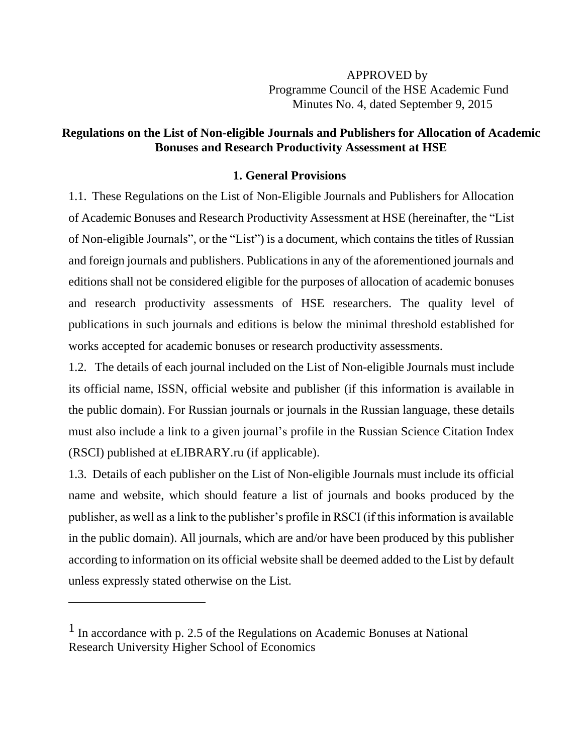APPROVED by
Programme Council of the HSE Academic Fund
Minutes No. 4, dated September 9, 2015

# Regulations on the List of Non-eligible Journals and Publishers for Allocation of Academic Bonuses and Research Productivity Assessment at HSE

## 1. General Provisions

1.1. These Regulations on the List of Non-Eligible Journals and Publishers for Allocation of Academic Bonuses and Research Productivity Assessment at HSE (hereinafter, the "List of Non-eligible Journals", or the "List") is a document, which contains the titles of Russian and foreign journals and publishers. Publications in any of the aforementioned journals and editions shall not be considered eligible for the purposes of allocation of academic bonuses and research productivity assessments of HSE researchers. The quality level of publications in such journals and editions is below the minimal threshold established for works accepted for academic bonuses or research productivity assessments.

1.2. The details of each journal included on the List of Non-eligible Journals must include its official name, ISSN, official website and publisher (if this information is available in the public domain). For Russian journals or journals in the Russian language, these details must also include a link to a given journal's profile in the Russian Science Citation Index (RSCI) published at eLIBRARY.ru (if applicable).

1.3. Details of each publisher on the List of Non-eligible Journals must include its official name and website, which should feature a list of journals and books produced by the publisher, as well as a link to the publisher's profile in RSCI (if this information is available in the public domain). All journals, which are and/or have been produced by this publisher according to information on its official website shall be deemed added to the List by default unless expressly stated otherwise on the List.

---

[1] In accordance with p. 2.5 of the Regulations on Academic Bonuses at National Research University Higher School of Economics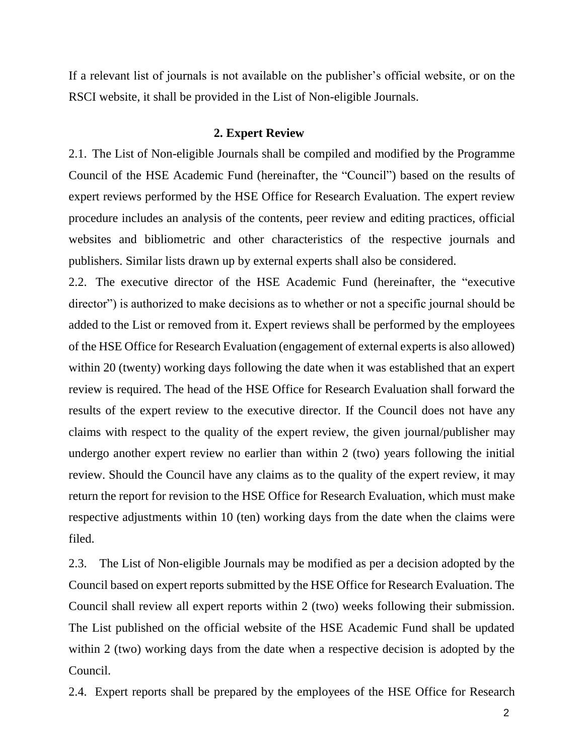If a relevant list of journals is not available on the publisher's official website, or on the RSCI website, it shall be provided in the List of Non-eligible Journals.

## 2. Expert Review

2.1. The List of Non-eligible Journals shall be compiled and modified by the Programme Council of the HSE Academic Fund (hereinafter, the "Council") based on the results of expert reviews performed by the HSE Office for Research Evaluation. The expert review procedure includes an analysis of the contents, peer review and editing practices, official websites and bibliometric and other characteristics of the respective journals and publishers. Similar lists drawn up by external experts shall also be considered.

2.2. The executive director of the HSE Academic Fund (hereinafter, the "executive director") is authorized to make decisions as to whether or not a specific journal should be added to the List or removed from it. Expert reviews shall be performed by the employees of the HSE Office for Research Evaluation (engagement of external experts is also allowed) within 20 (twenty) working days following the date when it was established that an expert review is required. The head of the HSE Office for Research Evaluation shall forward the results of the expert review to the executive director. If the Council does not have any claims with respect to the quality of the expert review, the given journal/publisher may undergo another expert review no earlier than within 2 (two) years following the initial review. Should the Council have any claims as to the quality of the expert review, it may return the report for revision to the HSE Office for Research Evaluation, which must make respective adjustments within 10 (ten) working days from the date when the claims were filed.

2.3. The List of Non-eligible Journals may be modified as per a decision adopted by the Council based on expert reports submitted by the HSE Office for Research Evaluation. The Council shall review all expert reports within 2 (two) weeks following their submission. The List published on the official website of the HSE Academic Fund shall be updated within 2 (two) working days from the date when a respective decision is adopted by the Council.

2.4. Expert reports shall be prepared by the employees of the HSE Office for Research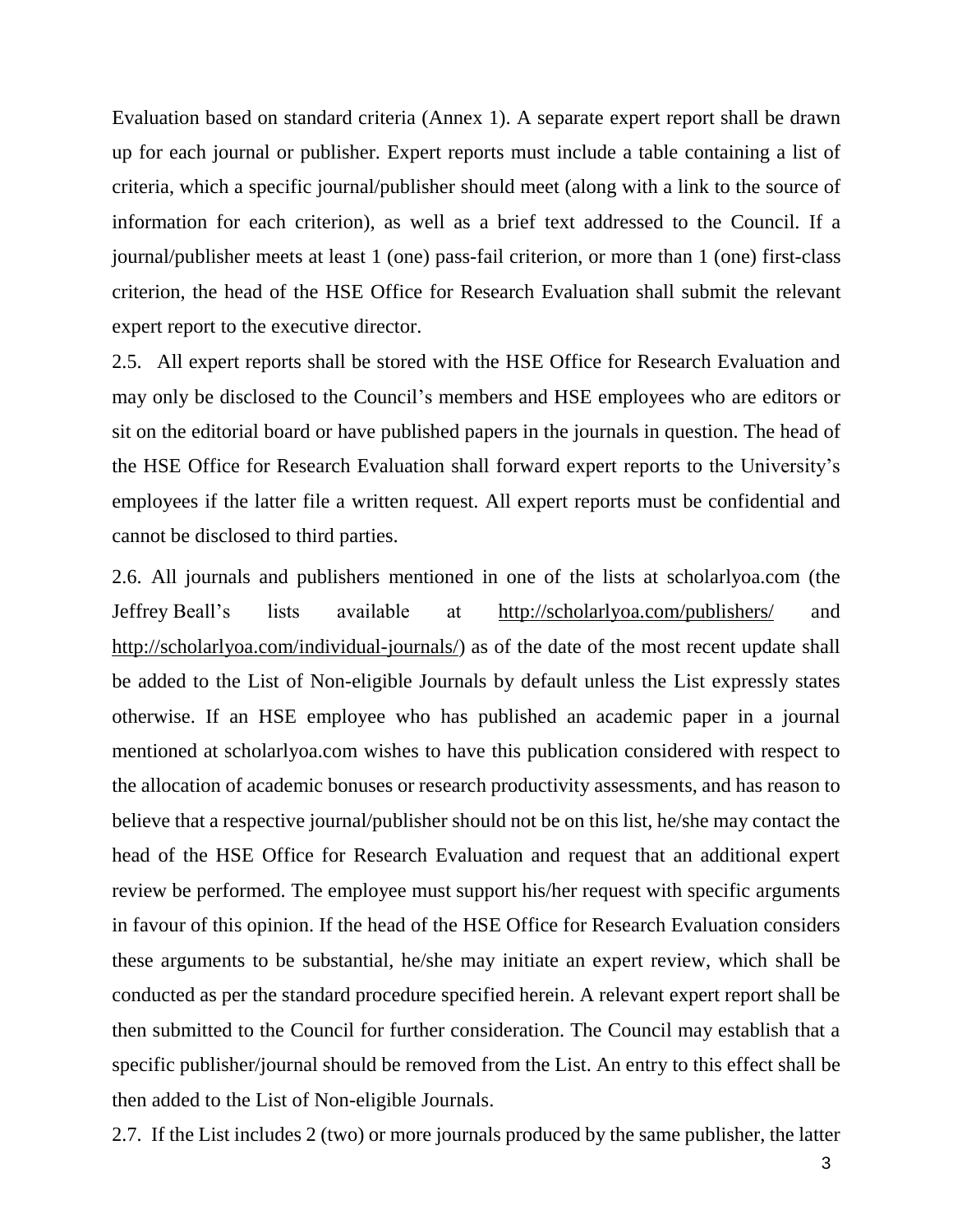Evaluation based on standard criteria (Annex 1). A separate expert report shall be drawn up for each journal or publisher. Expert reports must include a table containing a list of criteria, which a specific journal/publisher should meet (along with a link to the source of information for each criterion), as well as a brief text addressed to the Council. If a journal/publisher meets at least 1 (one) pass-fail criterion, or more than 1 (one) first-class criterion, the head of the HSE Office for Research Evaluation shall submit the relevant expert report to the executive director.

2.5. All expert reports shall be stored with the HSE Office for Research Evaluation and may only be disclosed to the Council's members and HSE employees who are editors or sit on the editorial board or have published papers in the journals in question. The head of the HSE Office for Research Evaluation shall forward expert reports to the University's employees if the latter file a written request. All expert reports must be confidential and cannot be disclosed to third parties.

2.6. All journals and publishers mentioned in one of the lists at scholarlyoa.com (the Jeffrey Beall's lists available at http://scholarlyoa.com/publishers/ and http://scholarlyoa.com/individual-journals/) as of the date of the most recent update shall be added to the List of Non-eligible Journals by default unless the List expressly states otherwise. If an HSE employee who has published an academic paper in a journal mentioned at scholarlyoa.com wishes to have this publication considered with respect to the allocation of academic bonuses or research productivity assessments, and has reason to believe that a respective journal/publisher should not be on this list, he/she may contact the head of the HSE Office for Research Evaluation and request that an additional expert review be performed. The employee must support his/her request with specific arguments in favour of this opinion. If the head of the HSE Office for Research Evaluation considers these arguments to be substantial, he/she may initiate an expert review, which shall be conducted as per the standard procedure specified herein. A relevant expert report shall be then submitted to the Council for further consideration. The Council may establish that a specific publisher/journal should be removed from the List. An entry to this effect shall be then added to the List of Non-eligible Journals.

2.7. If the List includes 2 (two) or more journals produced by the same publisher, the latter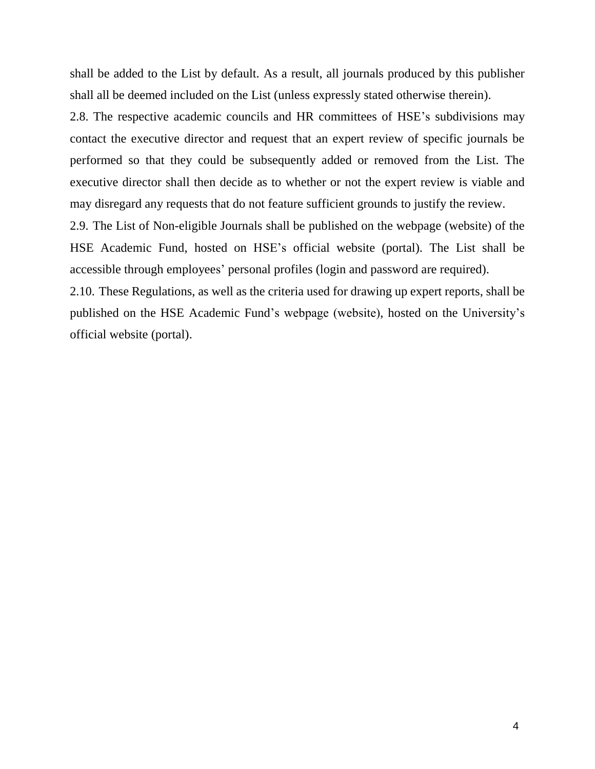shall be added to the List by default. As a result, all journals produced by this publisher shall all be deemed included on the List (unless expressly stated otherwise therein).

2.8. The respective academic councils and HR committees of HSE's subdivisions may contact the executive director and request that an expert review of specific journals be performed so that they could be subsequently added or removed from the List. The executive director shall then decide as to whether or not the expert review is viable and may disregard any requests that do not feature sufficient grounds to justify the review.

2.9. The List of Non-eligible Journals shall be published on the webpage (website) of the HSE Academic Fund, hosted on HSE's official website (portal). The List shall be accessible through employees' personal profiles (login and password are required).

2.10. These Regulations, as well as the criteria used for drawing up expert reports, shall be published on the HSE Academic Fund's webpage (website), hosted on the University's official website (portal).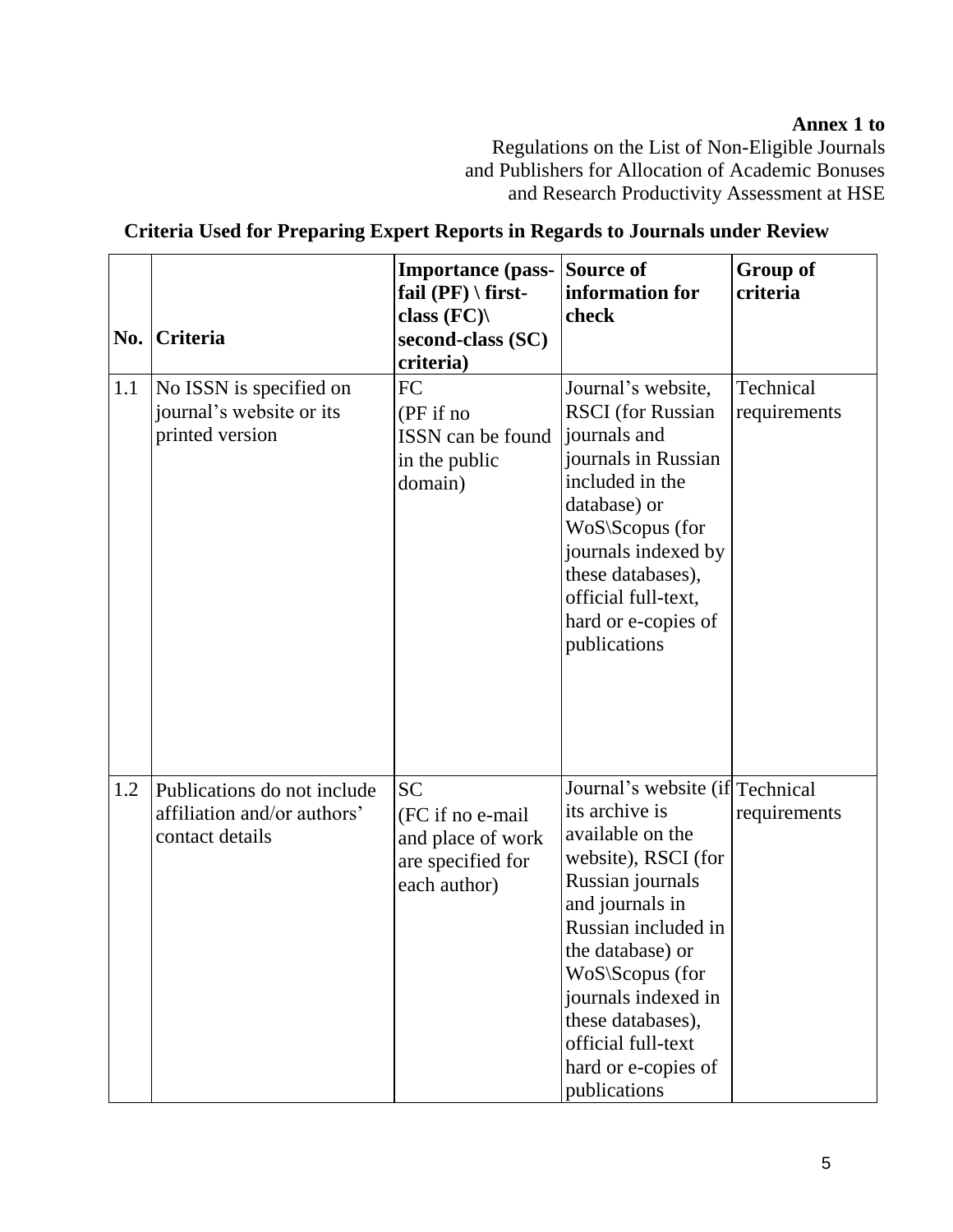**Annex 1 to**
Regulations on the List of Non-Eligible Journals
and Publishers for Allocation of Academic Bonuses
and Research Productivity Assessment at HSE

## Criteria Used for Preparing Expert Reports in Regards to Journals under Review

| No. | Criteria | Importance (pass-fail (PF) \ first-class (FC)\ second-class (SC) criteria) | Source of information for check | Group of criteria |
|---|---|---|---|---|
| 1.1 | No ISSN is specified on journal's website or its printed version | FC (PF if no ISSN can be found in the public domain) | Journal's website, RSCI (for Russian journals and journals in Russian included in the database) or WoS\Scopus (for journals indexed by these databases), official full-text, hard or e-copies of publications | Technical requirements |
| 1.2 | Publications do not include affiliation and/or authors' contact details | SC (FC if no e-mail and place of work are specified for each author) | Journal's website (if its archive is available on the website), RSCI (for Russian journals and journals in Russian included in the database) or WoS\Scopus (for journals indexed in these databases), official full-text hard or e-copies of publications | Technical requirements |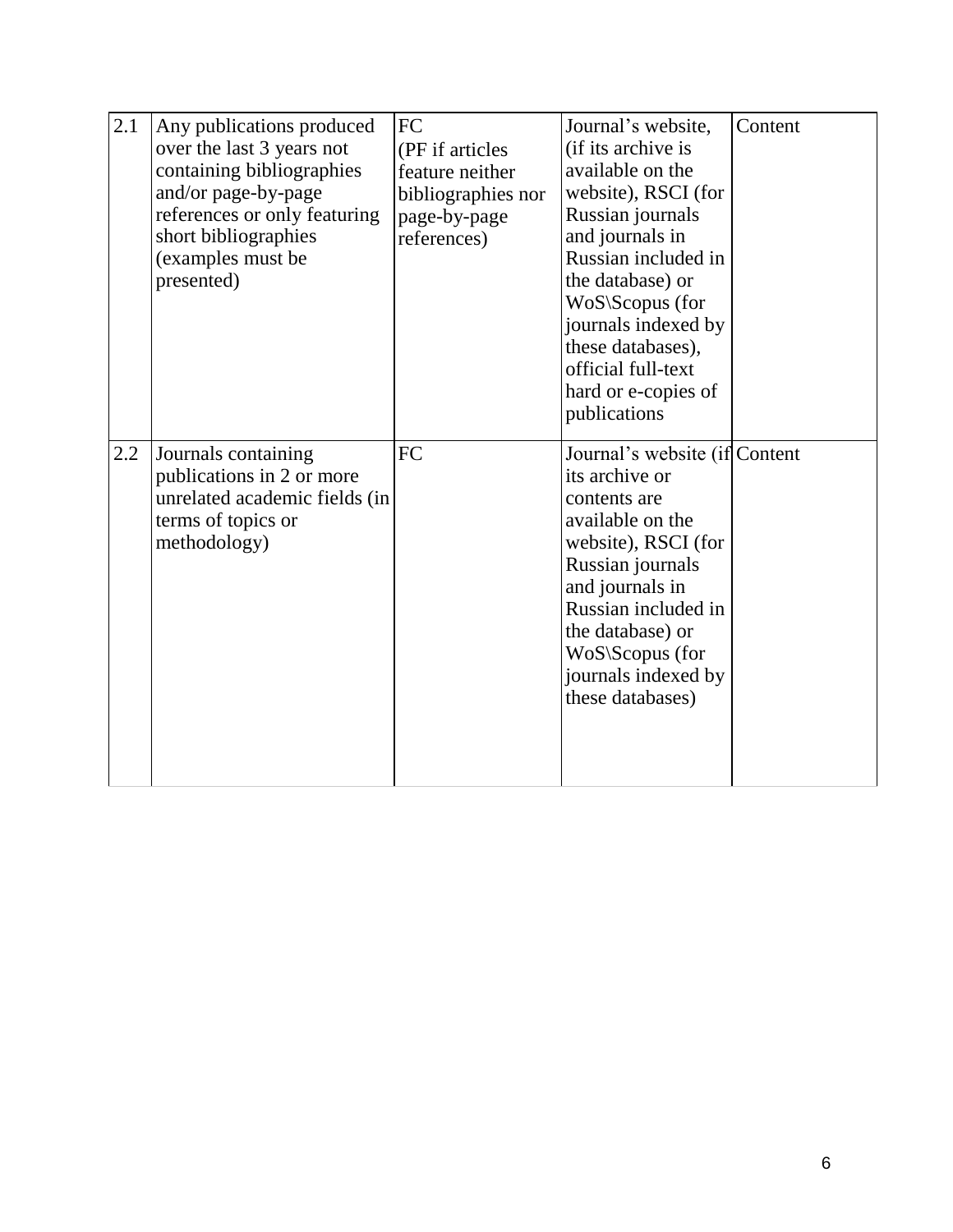| | | | | |
|---|---|---|---|---|
| 2.1 | Any publications produced over the last 3 years not containing bibliographies and/or page-by-page references or only featuring short bibliographies (examples must be presented) | FC (PF if articles feature neither bibliographies nor page-by-page references) | Journal's website, (if its archive is available on the website), RSCI (for Russian journals and journals in Russian included in the database) or WoS\Scopus (for journals indexed by these databases), official full-text hard or e-copies of publications | Content |
| 2.2 | Journals containing publications in 2 or more unrelated academic fields (in terms of topics or methodology) | FC | Journal's website (if its archive or contents are available on the website), RSCI (for Russian journals and journals in Russian included in the database) or WoS\Scopus (for journals indexed by these databases) | Content |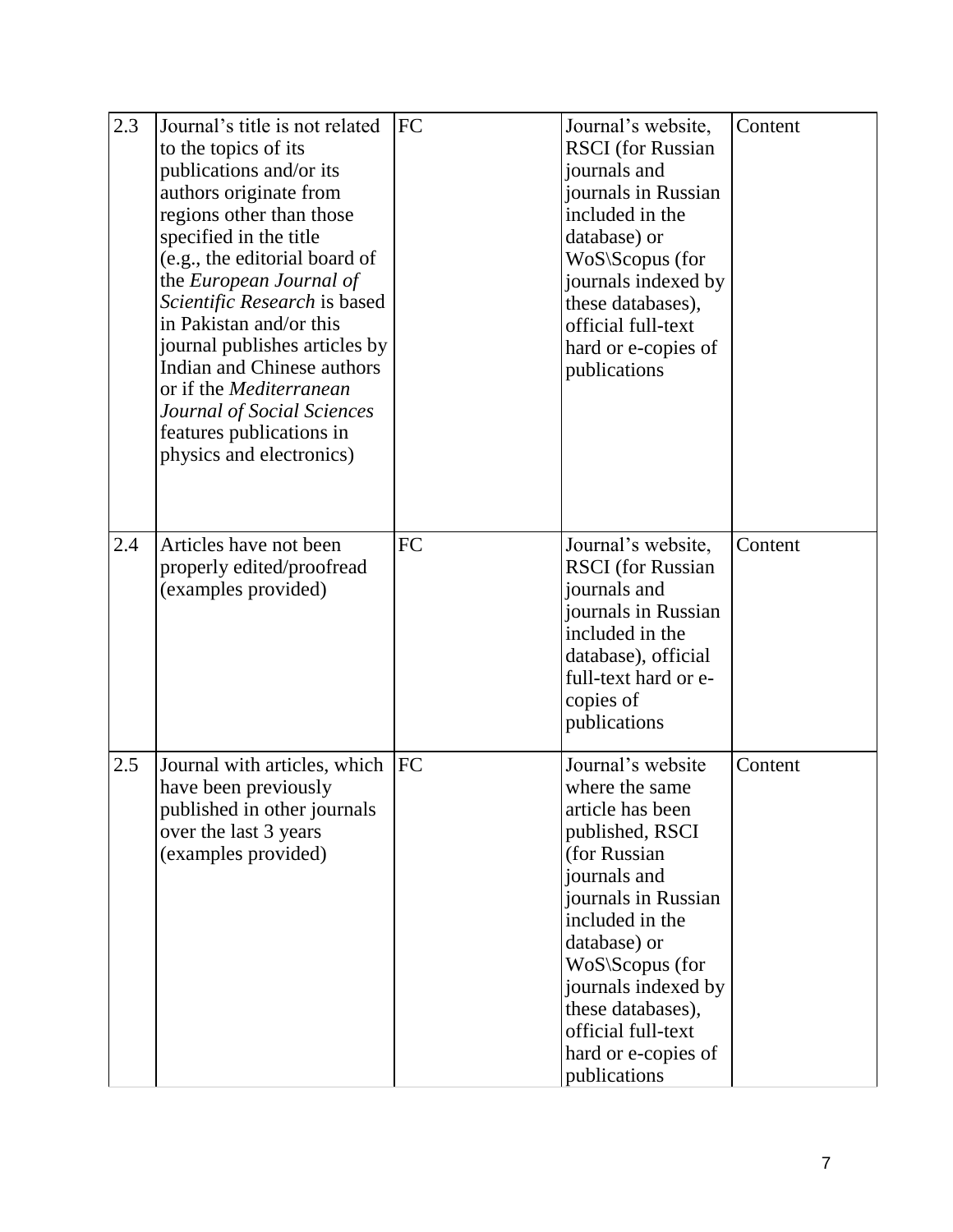| | | | | |
|---|---|---|---|---|
| 2.3 | Journal's title is not related to the topics of its publications and/or its authors originate from regions other than those specified in the title (e.g., the editorial board of the *European Journal of Scientific Research* is based in Pakistan and/or this journal publishes articles by Indian and Chinese authors or if the *Mediterranean Journal of Social Sciences* features publications in physics and electronics) | FC | Journal's website, RSCI (for Russian journals and journals in Russian included in the database) or WoS\Scopus (for journals indexed by these databases), official full-text hard or e-copies of publications | Content |
| 2.4 | Articles have not been properly edited/proofread (examples provided) | FC | Journal's website, RSCI (for Russian journals and journals in Russian included in the database), official full-text hard or e-copies of publications | Content |
| 2.5 | Journal with articles, which have been previously published in other journals over the last 3 years (examples provided) | FC | Journal's website where the same article has been published, RSCI (for Russian journals and journals in Russian included in the database) or WoS\Scopus (for journals indexed by these databases), official full-text hard or e-copies of publications | Content |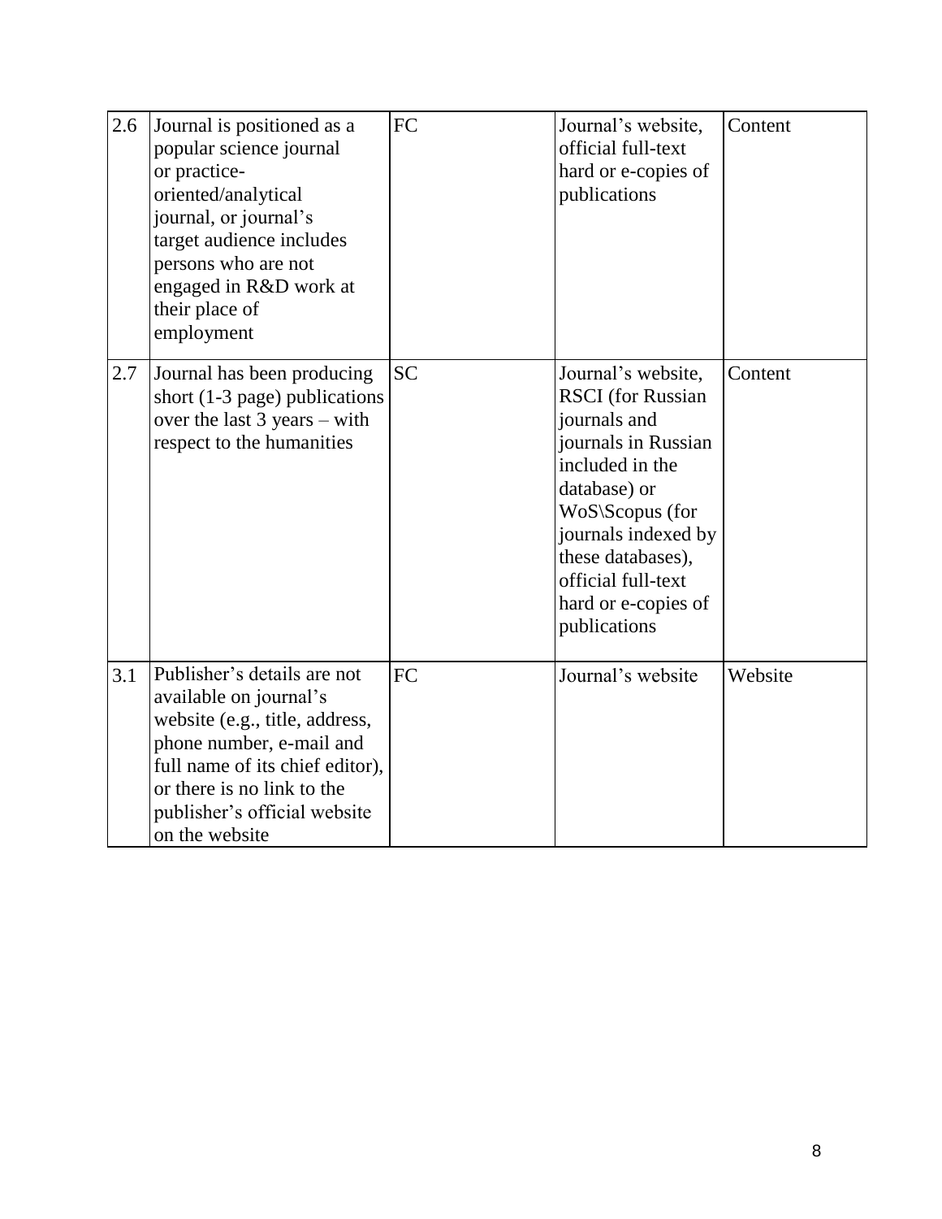| 2.6 | Journal is positioned as a popular science journal or practice-oriented/analytical journal, or journal's target audience includes persons who are not engaged in R&D work at their place of employment | FC | Journal's website, official full-text hard or e-copies of publications | Content |
|---|---|---|---|---|
| 2.7 | Journal has been producing short (1-3 page) publications over the last 3 years – with respect to the humanities | SC | Journal's website, RSCI (for Russian journals and journals in Russian included in the database) or WoS\Scopus (for journals indexed by these databases), official full-text hard or e-copies of publications | Content |
| 3.1 | Publisher's details are not available on journal's website (e.g., title, address, phone number, e-mail and full name of its chief editor), or there is no link to the publisher's official website on the website | FC | Journal's website | Website |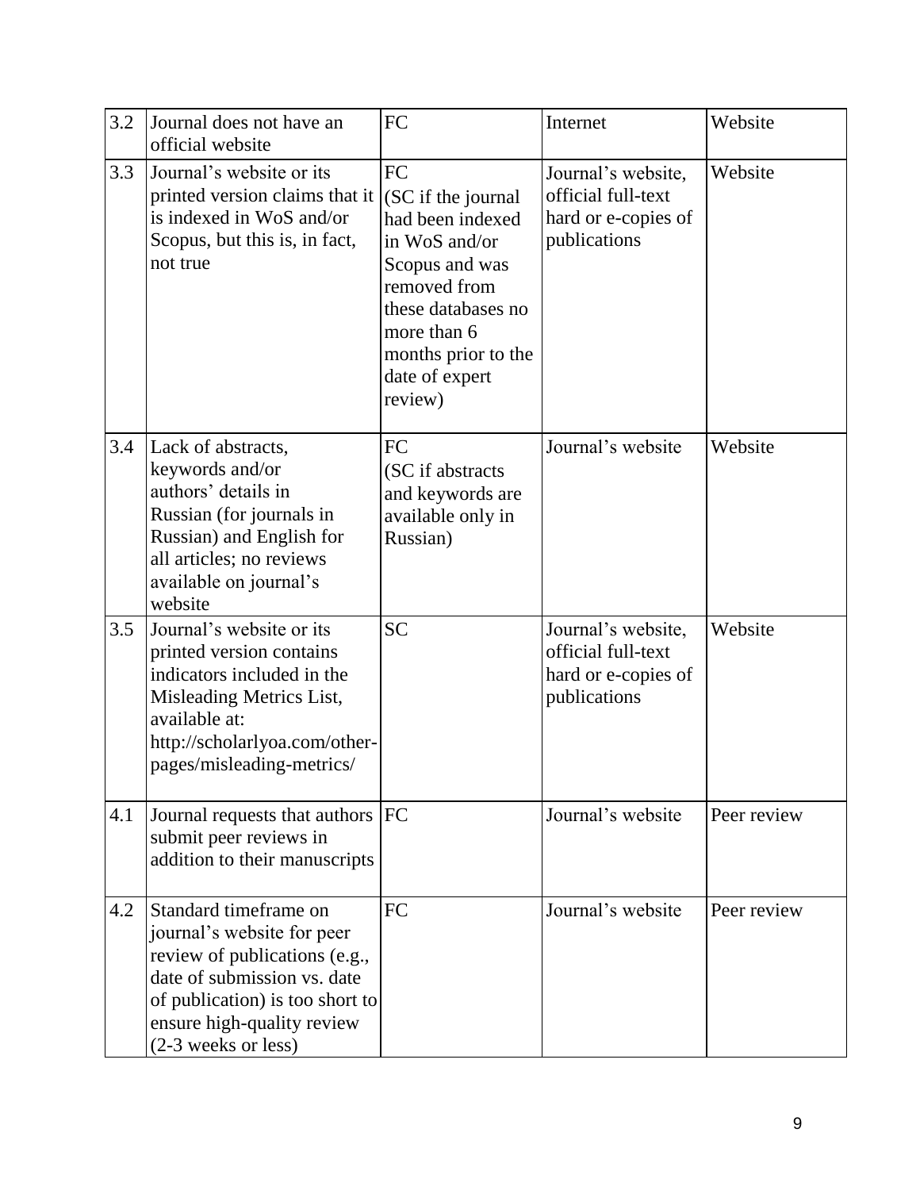| 3.2 | Journal does not have an official website | FC | Internet | Website |
|---|---|---|---|---|
| 3.3 | Journal's website or its printed version claims that it is indexed in WoS and/or Scopus, but this is, in fact, not true | FC (SC if the journal had been indexed in WoS and/or Scopus and was removed from these databases no more than 6 months prior to the date of expert review) | Journal's website, official full-text hard or e-copies of publications | Website |
| 3.4 | Lack of abstracts, keywords and/or authors' details in Russian (for journals in Russian) and English for all articles; no reviews available on journal's website | FC (SC if abstracts and keywords are available only in Russian) | Journal's website | Website |
| 3.5 | Journal's website or its printed version contains indicators included in the Misleading Metrics List, available at: http://scholarlyoa.com/other-pages/misleading-metrics/ | SC | Journal's website, official full-text hard or e-copies of publications | Website |
| 4.1 | Journal requests that authors submit peer reviews in addition to their manuscripts | FC | Journal's website | Peer review |
| 4.2 | Standard timeframe on journal's website for peer review of publications (e.g., date of submission vs. date of publication) is too short to ensure high-quality review (2-3 weeks or less) | FC | Journal's website | Peer review |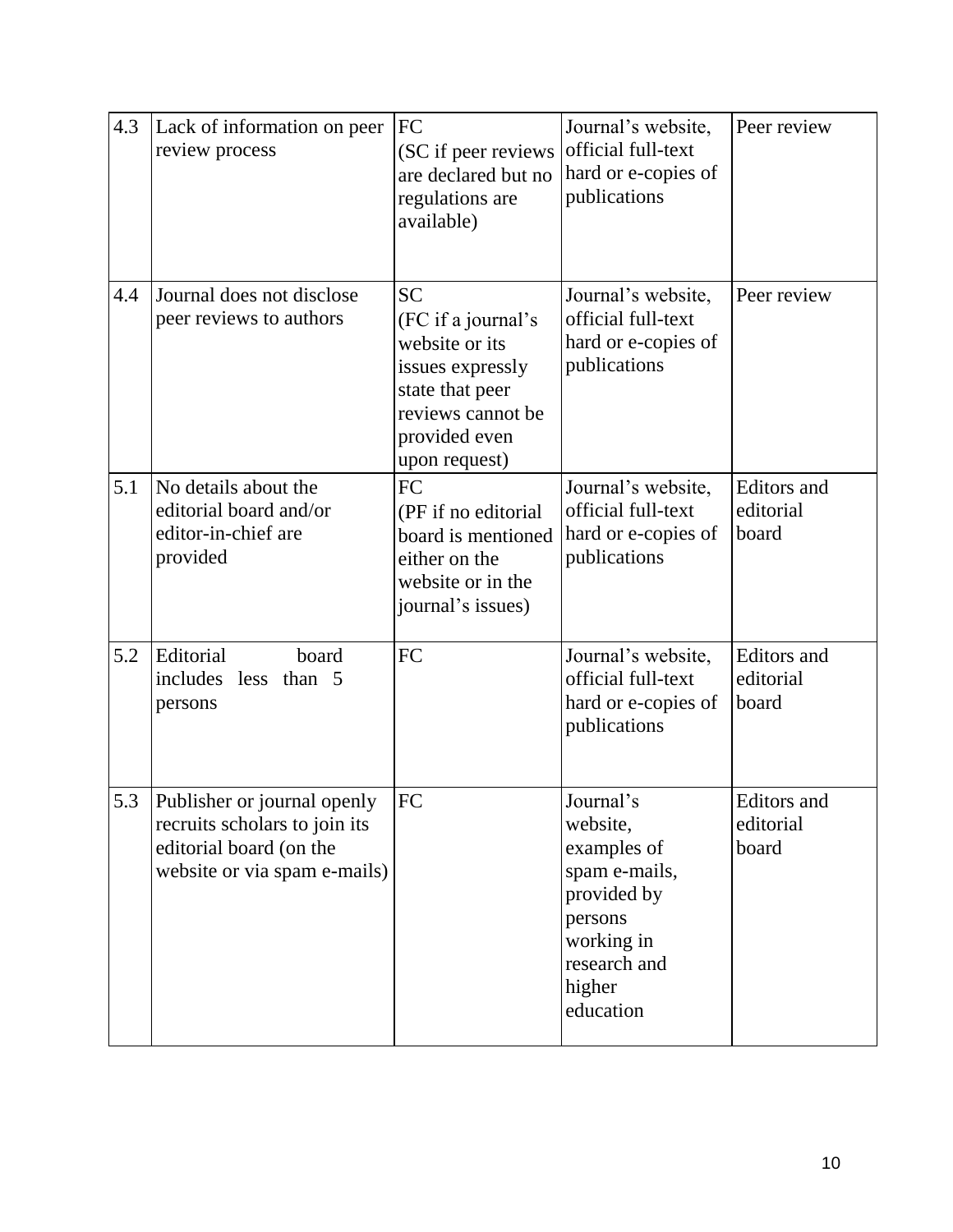| 4.3 | Lack of information on peer review process | FC (SC if peer reviews are declared but no regulations are available) | Journal's website, official full-text hard or e-copies of publications | Peer review |
|---|---|---|---|---|
| 4.4 | Journal does not disclose peer reviews to authors | SC (FC if a journal's website or its issues expressly state that peer reviews cannot be provided even upon request) | Journal's website, official full-text hard or e-copies of publications | Peer review |
| 5.1 | No details about the editorial board and/or editor-in-chief are provided | FC (PF if no editorial board is mentioned either on the website or in the journal's issues) | Journal's website, official full-text hard or e-copies of publications | Editors and editorial board |
| 5.2 | Editorial board includes less than 5 persons | FC | Journal's website, official full-text hard or e-copies of publications | Editors and editorial board |
| 5.3 | Publisher or journal openly recruits scholars to join its editorial board (on the website or via spam e-mails) | FC | Journal's website, examples of spam e-mails, provided by persons working in research and higher education | Editors and editorial board |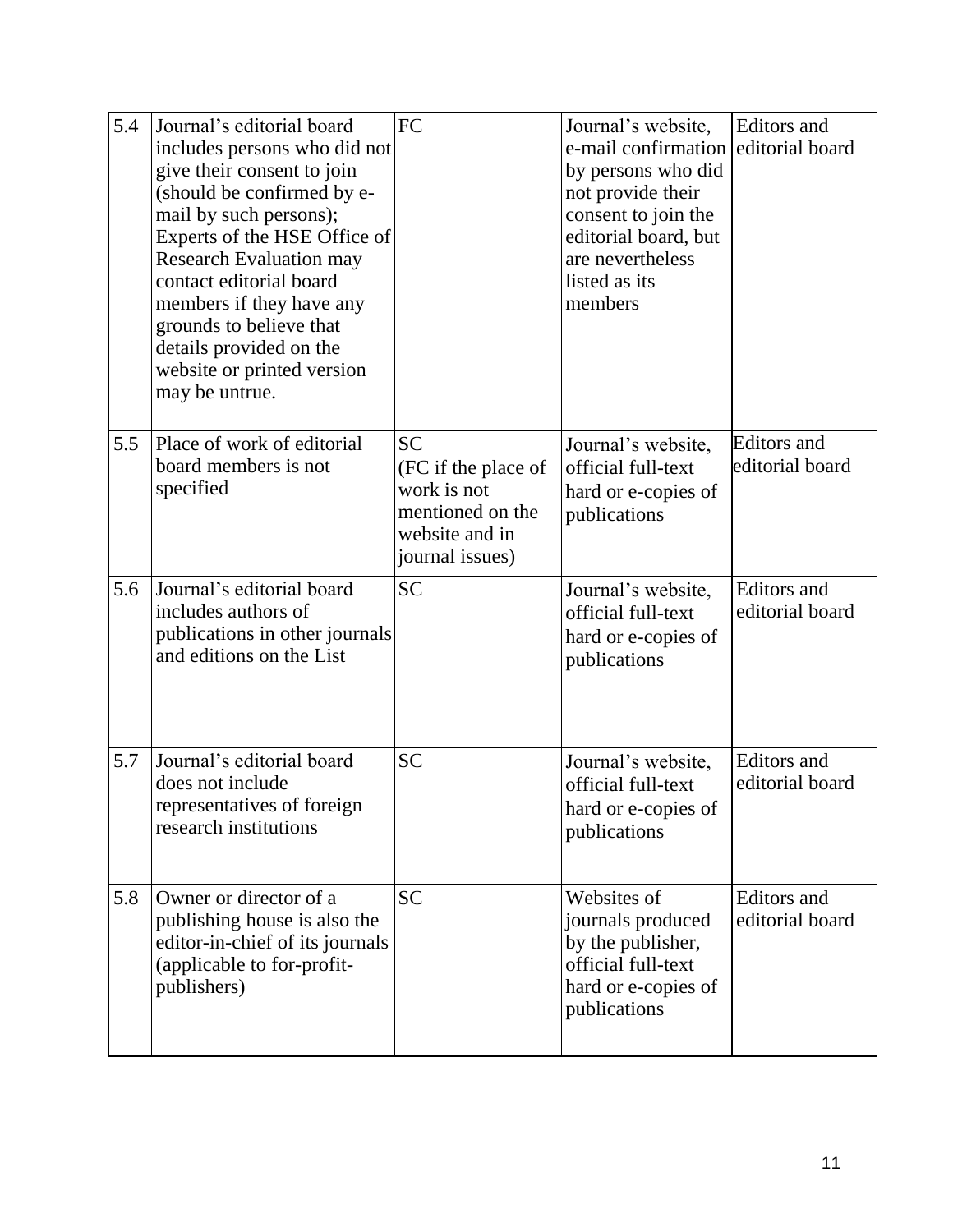| | | | | |
|---|---|---|---|---|
| 5.4 | Journal's editorial board includes persons who did not give their consent to join (should be confirmed by e-mail by such persons); Experts of the HSE Office of Research Evaluation may contact editorial board members if they have any grounds to believe that details provided on the website or printed version may be untrue. | FC | Journal's website, e-mail confirmation by persons who did not provide their consent to join the editorial board, but are nevertheless listed as its members | Editors and editorial board |
| 5.5 | Place of work of editorial board members is not specified | SC (FC if the place of work is not mentioned on the website and in journal issues) | Journal's website, official full-text hard or e-copies of publications | Editors and editorial board |
| 5.6 | Journal's editorial board includes authors of publications in other journals and editions on the List | SC | Journal's website, official full-text hard or e-copies of publications | Editors and editorial board |
| 5.7 | Journal's editorial board does not include representatives of foreign research institutions | SC | Journal's website, official full-text hard or e-copies of publications | Editors and editorial board |
| 5.8 | Owner or director of a publishing house is also the editor-in-chief of its journals (applicable to for-profit-publishers) | SC | Websites of journals produced by the publisher, official full-text hard or e-copies of publications | Editors and editorial board |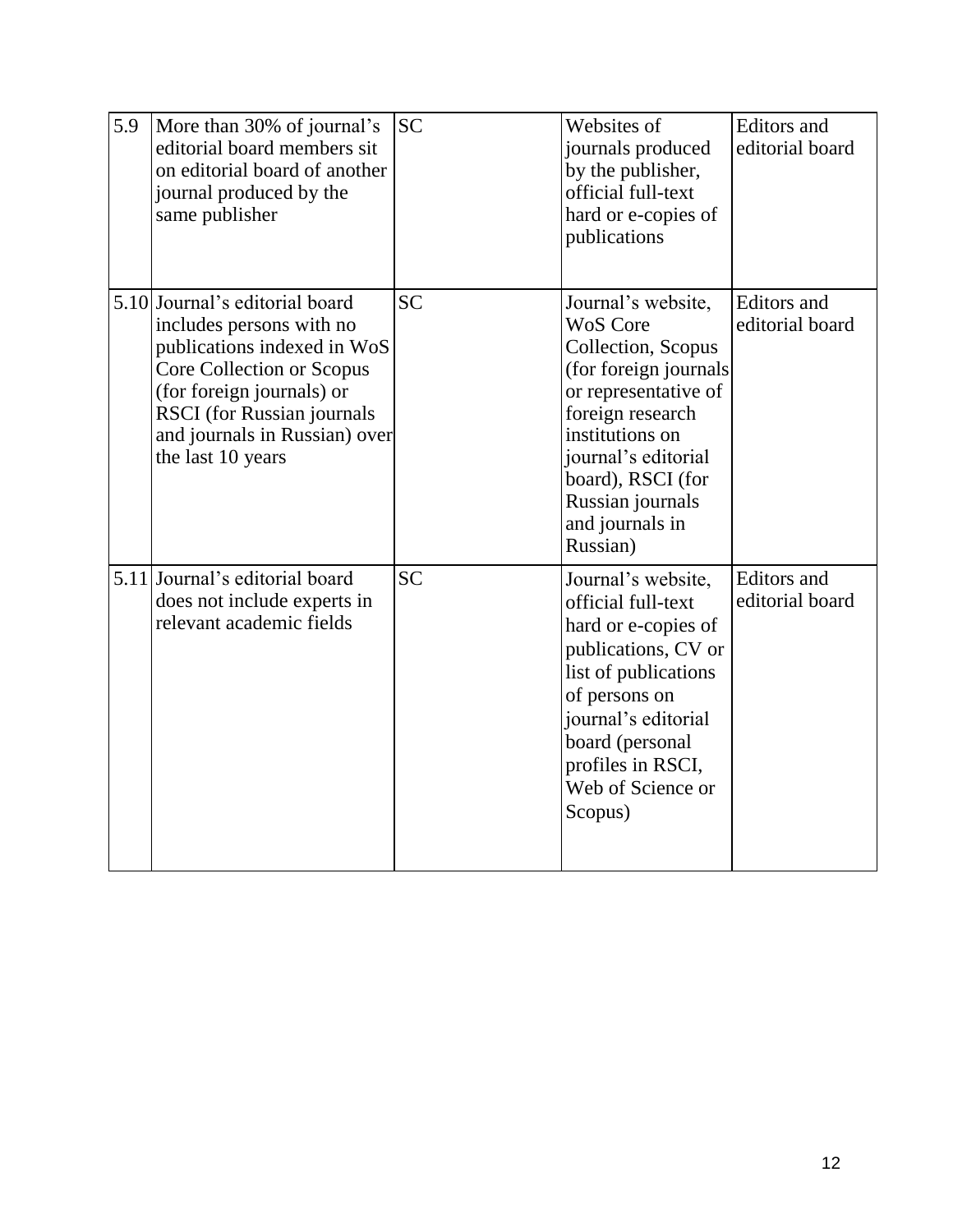| | | | | |
|---|---|---|---|---|
| 5.9 | More than 30% of journal's editorial board members sit on editorial board of another journal produced by the same publisher | SC | Websites of journals produced by the publisher, official full-text hard or e-copies of publications | Editors and editorial board |
| 5.10 | Journal's editorial board includes persons with no publications indexed in WoS Core Collection or Scopus (for foreign journals) or RSCI (for Russian journals and journals in Russian) over the last 10 years | SC | Journal's website, WoS Core Collection, Scopus (for foreign journals or representative of foreign research institutions on journal's editorial board), RSCI (for Russian journals and journals in Russian) | Editors and editorial board |
| 5.11 | Journal's editorial board does not include experts in relevant academic fields | SC | Journal's website, official full-text hard or e-copies of publications, CV or list of publications of persons on journal's editorial board (personal profiles in RSCI, Web of Science or Scopus) | Editors and editorial board |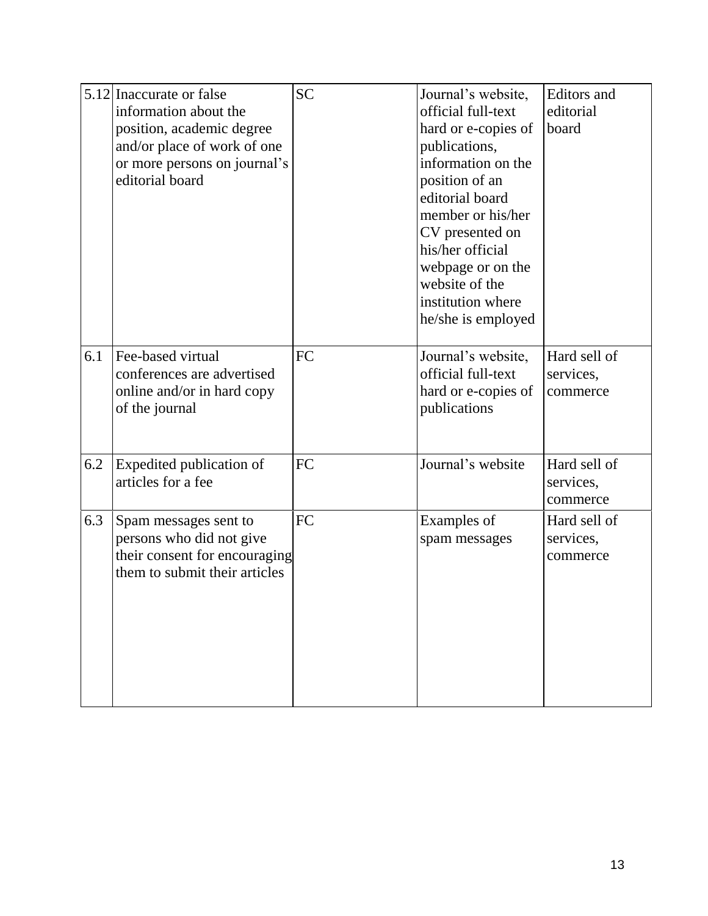| | | | | |
|---|---|---|---|---|
| 5.12 | Inaccurate or false information about the position, academic degree and/or place of work of one or more persons on journal's editorial board | SC | Journal's website, official full-text hard or e-copies of publications, information on the position of an editorial board member or his/her CV presented on his/her official webpage or on the website of the institution where he/she is employed | Editors and editorial board |
| 6.1 | Fee-based virtual conferences are advertised online and/or in hard copy of the journal | FC | Journal's website, official full-text hard or e-copies of publications | Hard sell of services, commerce |
| 6.2 | Expedited publication of articles for a fee | FC | Journal's website | Hard sell of services, commerce |
| 6.3 | Spam messages sent to persons who did not give their consent for encouraging them to submit their articles | FC | Examples of spam messages | Hard sell of services, commerce |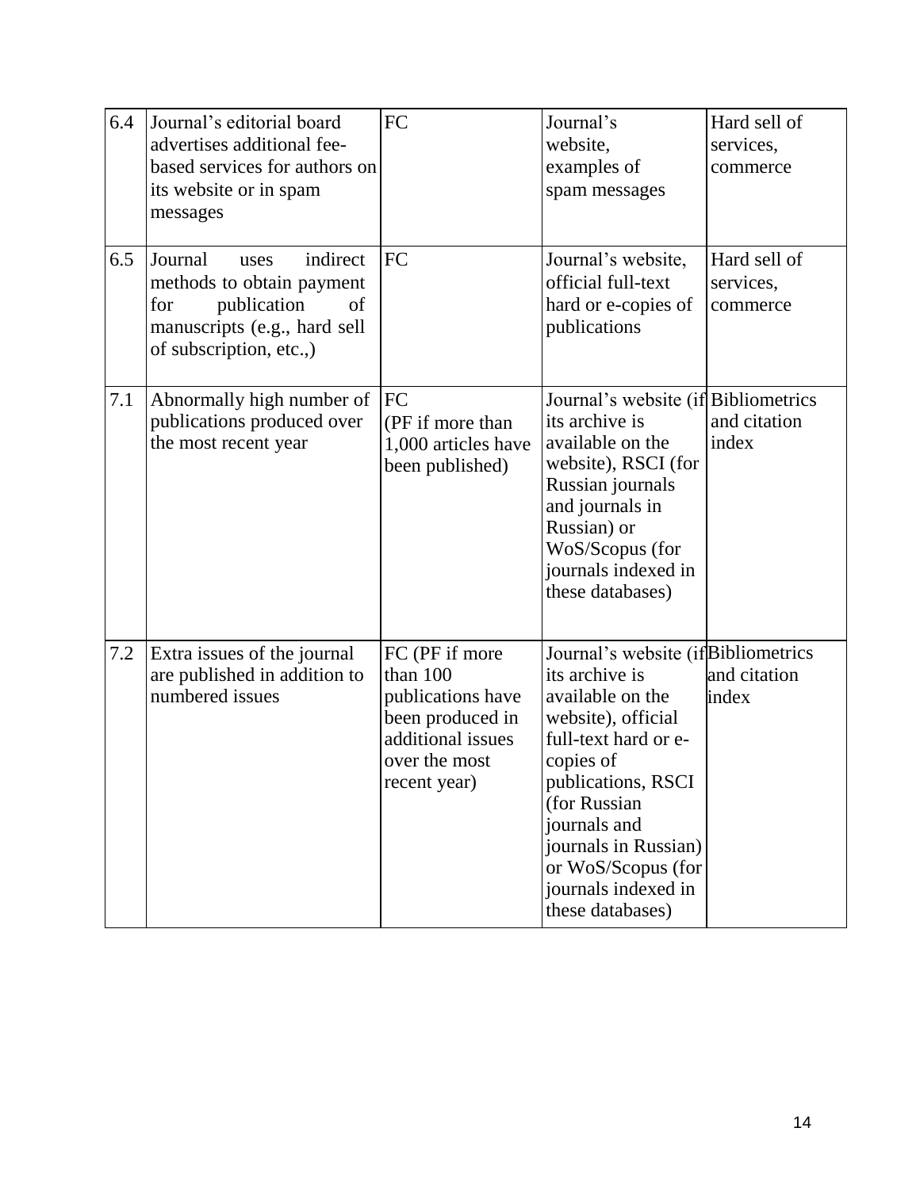| | | | | |
|---|---|---|---|---|
| 6.4 | Journal's editorial board advertises additional fee-based services for authors on its website or in spam messages | FC | Journal's website, examples of spam messages | Hard sell of services, commerce |
| 6.5 | Journal uses indirect methods to obtain payment for publication of manuscripts (e.g., hard sell of subscription, etc.,) | FC | Journal's website, official full-text hard or e-copies of publications | Hard sell of services, commerce |
| 7.1 | Abnormally high number of publications produced over the most recent year | FC (PF if more than 1,000 articles have been published) | Journal's website (if its archive is available on the website), RSCI (for Russian journals and journals in Russian) or WoS/Scopus (for journals indexed in these databases) | Bibliometrics and citation index |
| 7.2 | Extra issues of the journal are published in addition to numbered issues | FC (PF if more than 100 publications have been produced in additional issues over the most recent year) | Journal's website (if its archive is available on the website), official full-text hard or e-copies of publications, RSCI (for Russian journals and journals in Russian) or WoS/Scopus (for journals indexed in these databases) | Bibliometrics and citation index |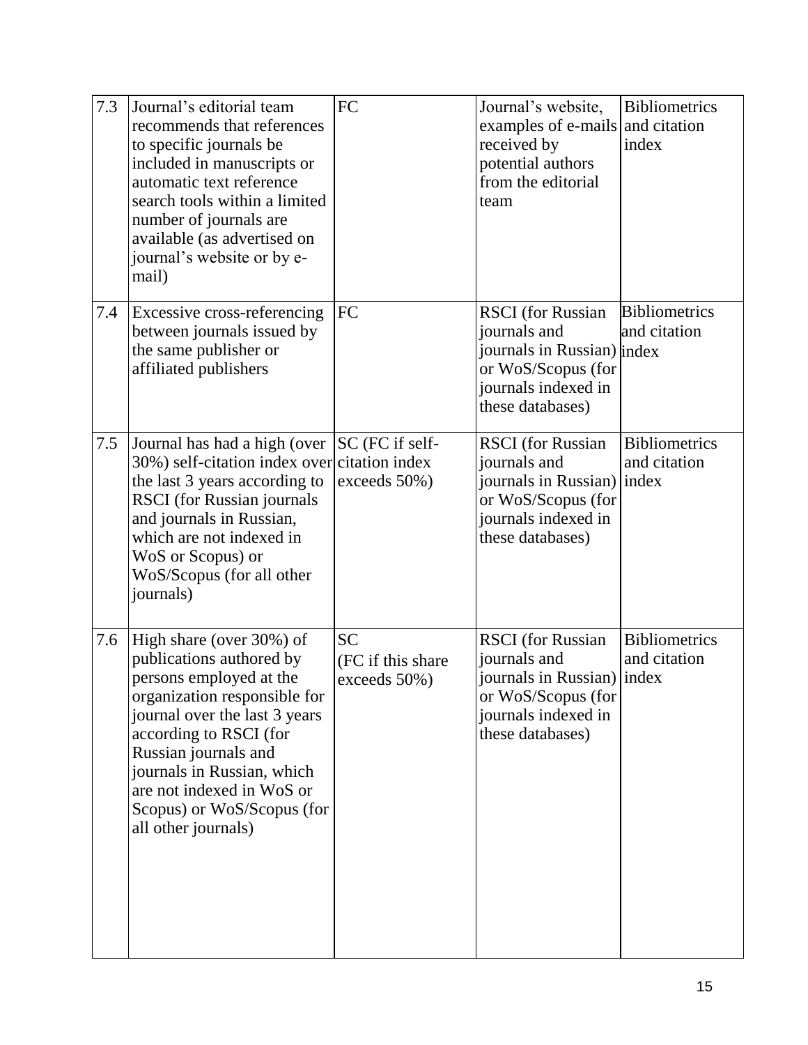| | | | | |
|---|---|---|---|---|
| 7.3 | Journal's editorial team recommends that references to specific journals be included in manuscripts or automatic text reference search tools within a limited number of journals are available (as advertised on journal's website or by e-mail) | FC | Journal's website, examples of e-mails received by potential authors from the editorial team | Bibliometrics and citation index |
| 7.4 | Excessive cross-referencing between journals issued by the same publisher or affiliated publishers | FC | RSCI (for Russian journals and journals in Russian) or WoS/Scopus (for journals indexed in these databases) | Bibliometrics and citation index |
| 7.5 | Journal has had a high (over 30%) self-citation index over the last 3 years according to RSCI (for Russian journals and journals in Russian, which are not indexed in WoS or Scopus) or WoS/Scopus (for all other journals) | SC (FC if self-citation index exceeds 50%) | RSCI (for Russian journals and journals in Russian) or WoS/Scopus (for journals indexed in these databases) | Bibliometrics and citation index |
| 7.6 | High share (over 30%) of publications authored by persons employed at the organization responsible for journal over the last 3 years according to RSCI (for Russian journals and journals in Russian, which are not indexed in WoS or Scopus) or WoS/Scopus (for all other journals) | SC (FC if this share exceeds 50%) | RSCI (for Russian journals and journals in Russian) or WoS/Scopus (for journals indexed in these databases) | Bibliometrics and citation index |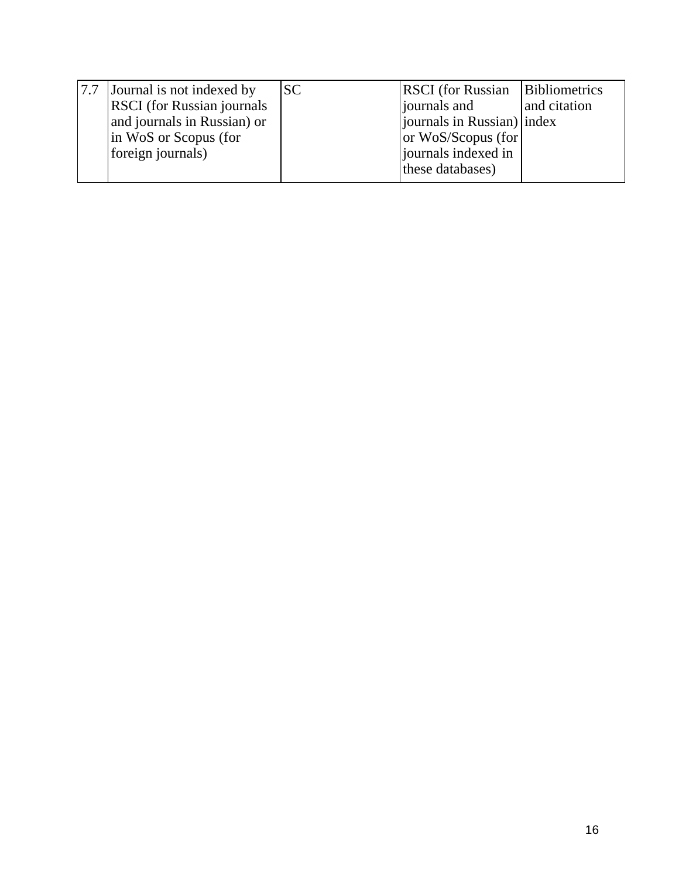| | | | | |
|---|---|---|---|---|
| 7.7 | Journal is not indexed by RSCI (for Russian journals and journals in Russian) or in WoS or Scopus (for foreign journals) | SC | RSCI (for Russian journals and journals in Russian) or WoS/Scopus (for journals indexed in these databases) | Bibliometrics and citation index |